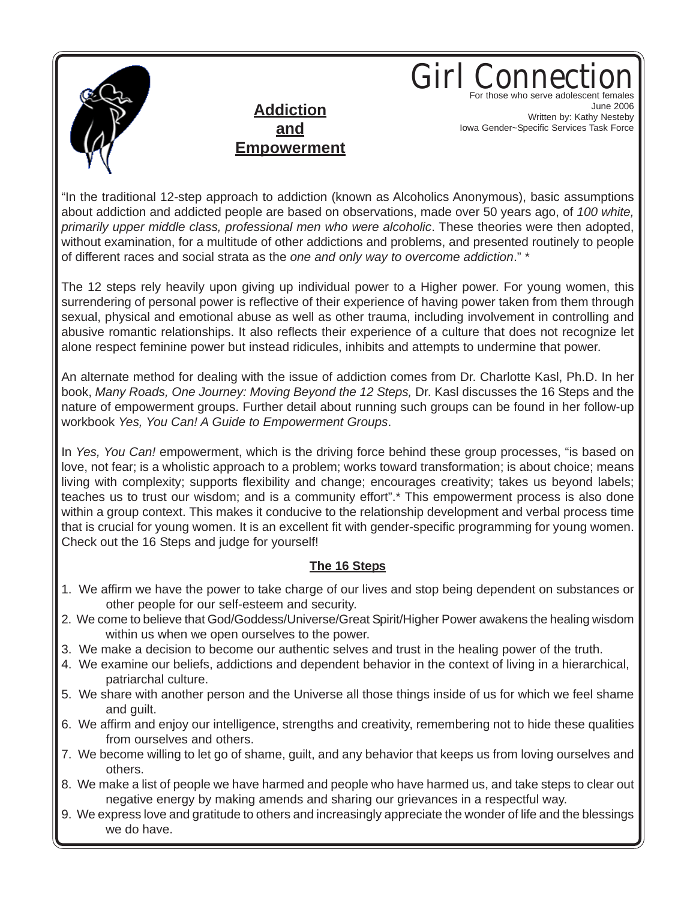# Girl Connection

For those who serve adolescent females
June 2006
Written by: Kathy Nesteby
Iowa Gender~Specific Services Task Force

## Addiction and Empowerment

"In the traditional 12-step approach to addiction (known as Alcoholics Anonymous), basic assumptions about addiction and addicted people are based on observations, made over 50 years ago, of *100 white, primarily upper middle class, professional men who were alcoholic*. These theories were then adopted, without examination, for a multitude of other addictions and problems, and presented routinely to people of different races and social strata as the *one and only way to overcome addiction*." *

The 12 steps rely heavily upon giving up individual power to a Higher power. For young women, this surrendering of personal power is reflective of their experience of having power taken from them through sexual, physical and emotional abuse as well as other trauma, including involvement in controlling and abusive romantic relationships. It also reflects their experience of a culture that does not recognize let alone respect feminine power but instead ridicules, inhibits and attempts to undermine that power.

An alternate method for dealing with the issue of addiction comes from Dr. Charlotte Kasl, Ph.D. In her book, *Many Roads, One Journey: Moving Beyond the 12 Steps,* Dr. Kasl discusses the 16 Steps and the nature of empowerment groups. Further detail about running such groups can be found in her follow-up workbook *Yes, You Can! A Guide to Empowerment Groups*.

In *Yes, You Can!* empowerment, which is the driving force behind these group processes, "is based on love, not fear; is a wholistic approach to a problem; works toward transformation; is about choice; means living with complexity; supports flexibility and change; encourages creativity; takes us beyond labels; teaches us to trust our wisdom; and is a community effort".* This empowerment process is also done within a group context. This makes it conducive to the relationship development and verbal process time that is crucial for young women. It is an excellent fit with gender-specific programming for young women. Check out the 16 Steps and judge for yourself!

### The 16 Steps

1. We affirm we have the power to take charge of our lives and stop being dependent on substances or other people for our self-esteem and security.
2. We come to believe that God/Goddess/Universe/Great Spirit/Higher Power awakens the healing wisdom within us when we open ourselves to the power.
3. We make a decision to become our authentic selves and trust in the healing power of the truth.
4. We examine our beliefs, addictions and dependent behavior in the context of living in a hierarchical, patriarchal culture.
5. We share with another person and the Universe all those things inside of us for which we feel shame and guilt.
6. We affirm and enjoy our intelligence, strengths and creativity, remembering not to hide these qualities from ourselves and others.
7. We become willing to let go of shame, guilt, and any behavior that keeps us from loving ourselves and others.
8. We make a list of people we have harmed and people who have harmed us, and take steps to clear out negative energy by making amends and sharing our grievances in a respectful way.
9. We express love and gratitude to others and increasingly appreciate the wonder of life and the blessings we do have.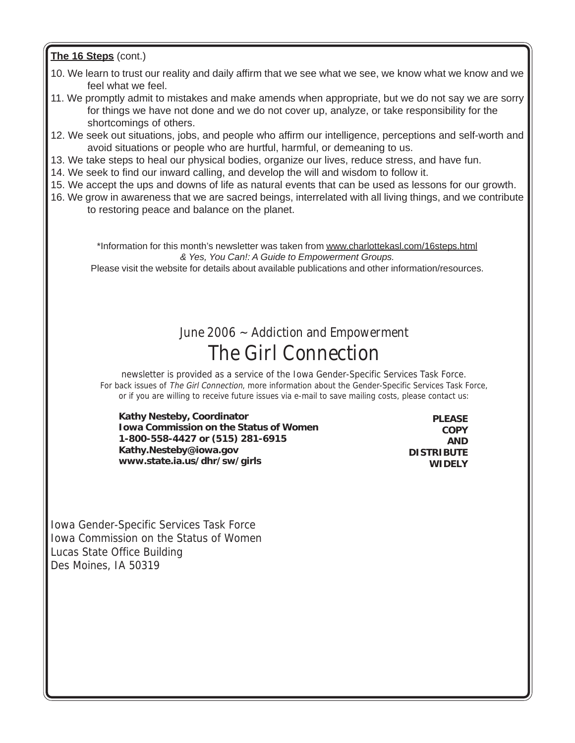**The 16 Steps** (cont.)

10. We learn to trust our reality and daily affirm that we see what we see, we know what we know and we feel what we feel.
11. We promptly admit to mistakes and make amends when appropriate, but we do not say we are sorry for things we have not done and we do not cover up, analyze, or take responsibility for the shortcomings of others.
12. We seek out situations, jobs, and people who affirm our intelligence, perceptions and self-worth and avoid situations or people who are hurtful, harmful, or demeaning to us.
13. We take steps to heal our physical bodies, organize our lives, reduce stress, and have fun.
14. We seek to find our inward calling, and develop the will and wisdom to follow it.
15. We accept the ups and downs of life as natural events that can be used as lessons for our growth.
16. We grow in awareness that we are sacred beings, interrelated with all living things, and we contribute to restoring peace and balance on the planet.

*Information for this month's newsletter was taken from www.charlottekasl.com/16steps.html
*& Yes, You Can!: A Guide to Empowerment Groups.*
Please visit the website for details about available publications and other information/resources.

June 2006 ~ Addiction and Empowerment

# The Girl Connection

newsletter is provided as a service of the Iowa Gender-Specific Services Task Force.
For back issues of *The Girl Connection*, more information about the Gender-Specific Services Task Force, or if you are willing to receive future issues via e-mail to save mailing costs, please contact us:

**Kathy Nesteby, Coordinator**
**Iowa Commission on the Status of Women**
**1-800-558-4427 or (515) 281-6915**
**Kathy.Nesteby@iowa.gov**
**www.state.ia.us/dhr/sw/girls**

**PLEASE COPY AND DISTRIBUTE WIDELY**

Iowa Gender-Specific Services Task Force
Iowa Commission on the Status of Women
Lucas State Office Building
Des Moines, IA 50319